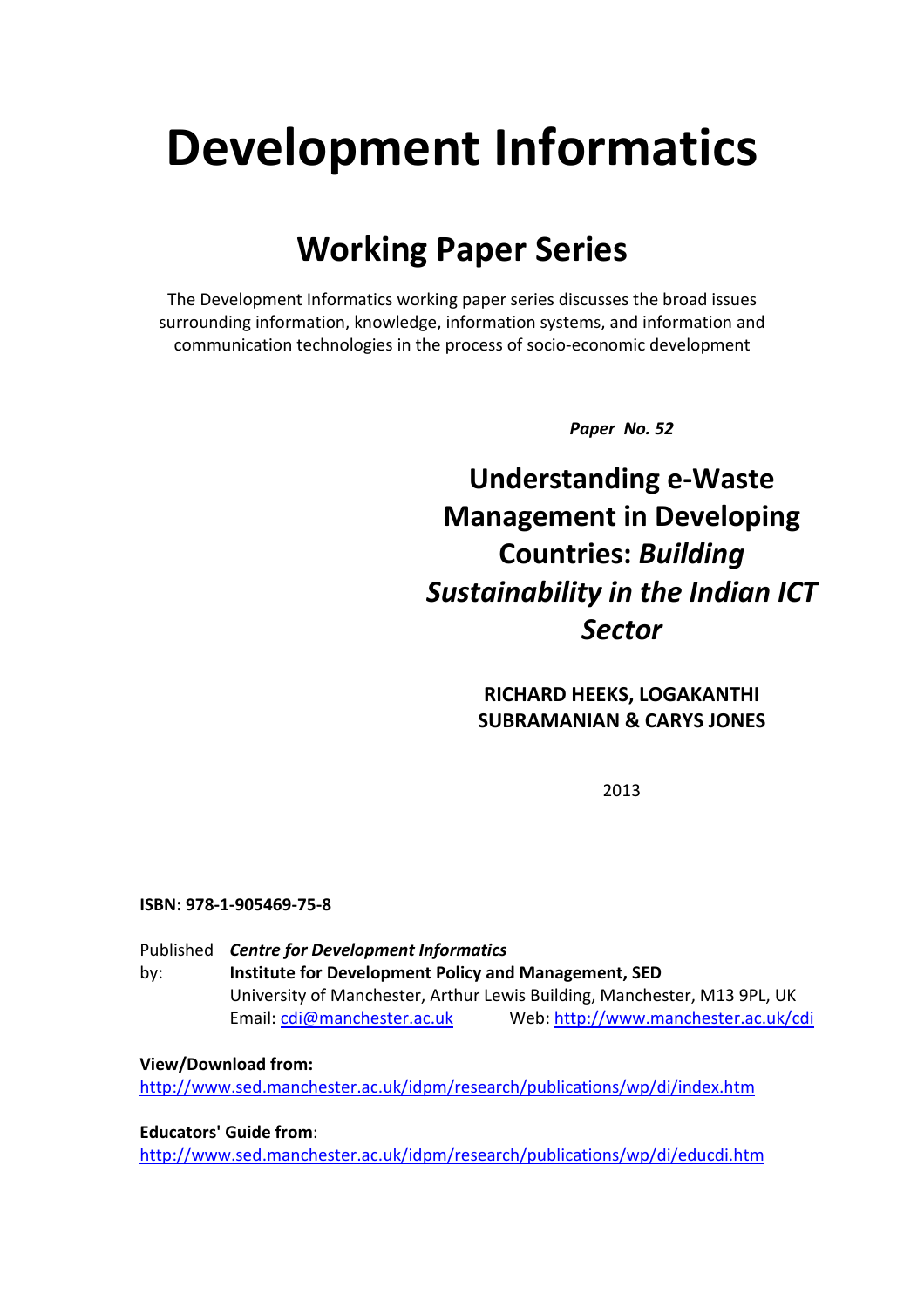# Development Informatics

## Working Paper Series

The Development Informatics working paper series discusses the broad issues surrounding information, knowledge, information systems, and information and communication technologies in the process of socio-economic development

***Paper No. 52***

## Understanding e-Waste Management in Developing Countries: *Building Sustainability in the Indian ICT Sector*

**RICHARD HEEKS, LOGAKANTHI SUBRAMANIAN & CARYS JONES**

2013

**ISBN: 978-1-905469-75-8**

Published by: ***Centre for Development Informatics***
**Institute for Development Policy and Management, SED**
University of Manchester, Arthur Lewis Building, Manchester, M13 9PL, UK
Email: cdi@manchester.ac.uk Web: http://www.manchester.ac.uk/cdi

**View/Download from:**
http://www.sed.manchester.ac.uk/idpm/research/publications/wp/di/index.htm

**Educators' Guide from**:
http://www.sed.manchester.ac.uk/idpm/research/publications/wp/di/educdi.htm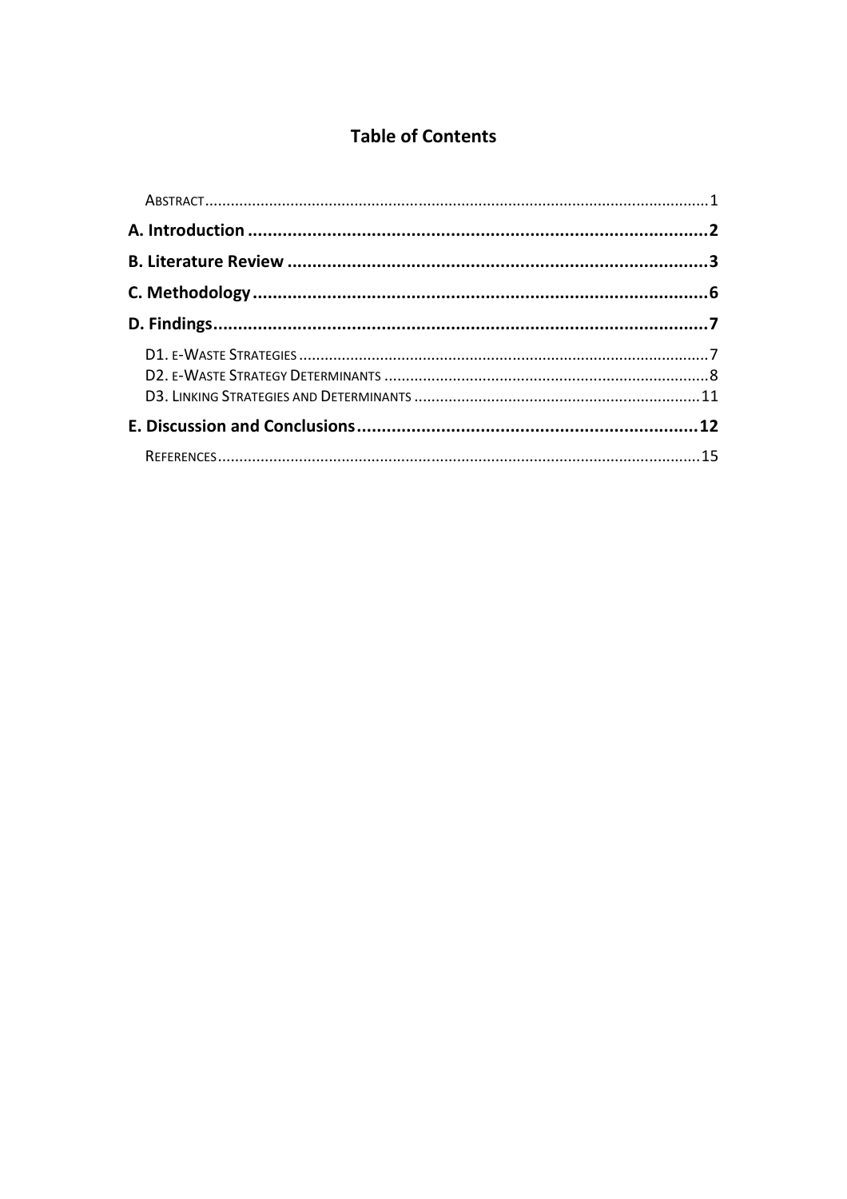# Table of Contents

Abstract .......... 1

**A. Introduction .......... 2**

**B. Literature Review .......... 3**

**C. Methodology .......... 6**

**D. Findings .......... 7**

D1. e-Waste Strategies .......... 7

D2. e-Waste Strategy Determinants .......... 8

D3. Linking Strategies and Determinants .......... 11

**E. Discussion and Conclusions .......... 12**

References .......... 15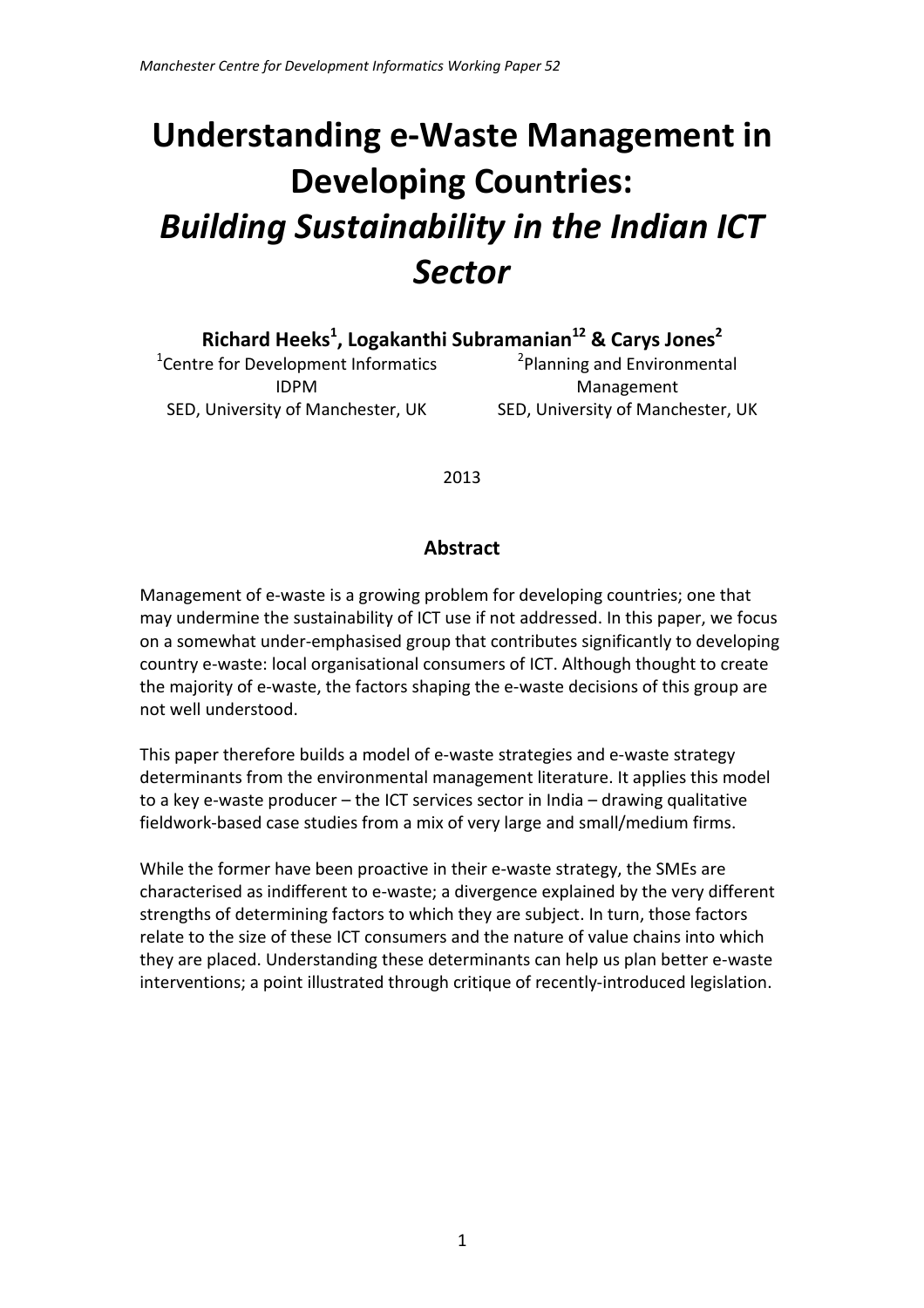# Understanding e-Waste Management in Developing Countries: *Building Sustainability in the Indian ICT Sector*

**Richard Heeks[1], Logakanthi Subramanian[12] & Carys Jones[2]**

[1]Centre for Development Informatics
IDPM
SED, University of Manchester, UK

[2]Planning and Environmental Management
SED, University of Manchester, UK

2013

## Abstract

Management of e-waste is a growing problem for developing countries; one that may undermine the sustainability of ICT use if not addressed. In this paper, we focus on a somewhat under-emphasised group that contributes significantly to developing country e-waste: local organisational consumers of ICT. Although thought to create the majority of e-waste, the factors shaping the e-waste decisions of this group are not well understood.

This paper therefore builds a model of e-waste strategies and e-waste strategy determinants from the environmental management literature. It applies this model to a key e-waste producer – the ICT services sector in India – drawing qualitative fieldwork-based case studies from a mix of very large and small/medium firms.

While the former have been proactive in their e-waste strategy, the SMEs are characterised as indifferent to e-waste; a divergence explained by the very different strengths of determining factors to which they are subject. In turn, those factors relate to the size of these ICT consumers and the nature of value chains into which they are placed. Understanding these determinants can help us plan better e-waste interventions; a point illustrated through critique of recently-introduced legislation.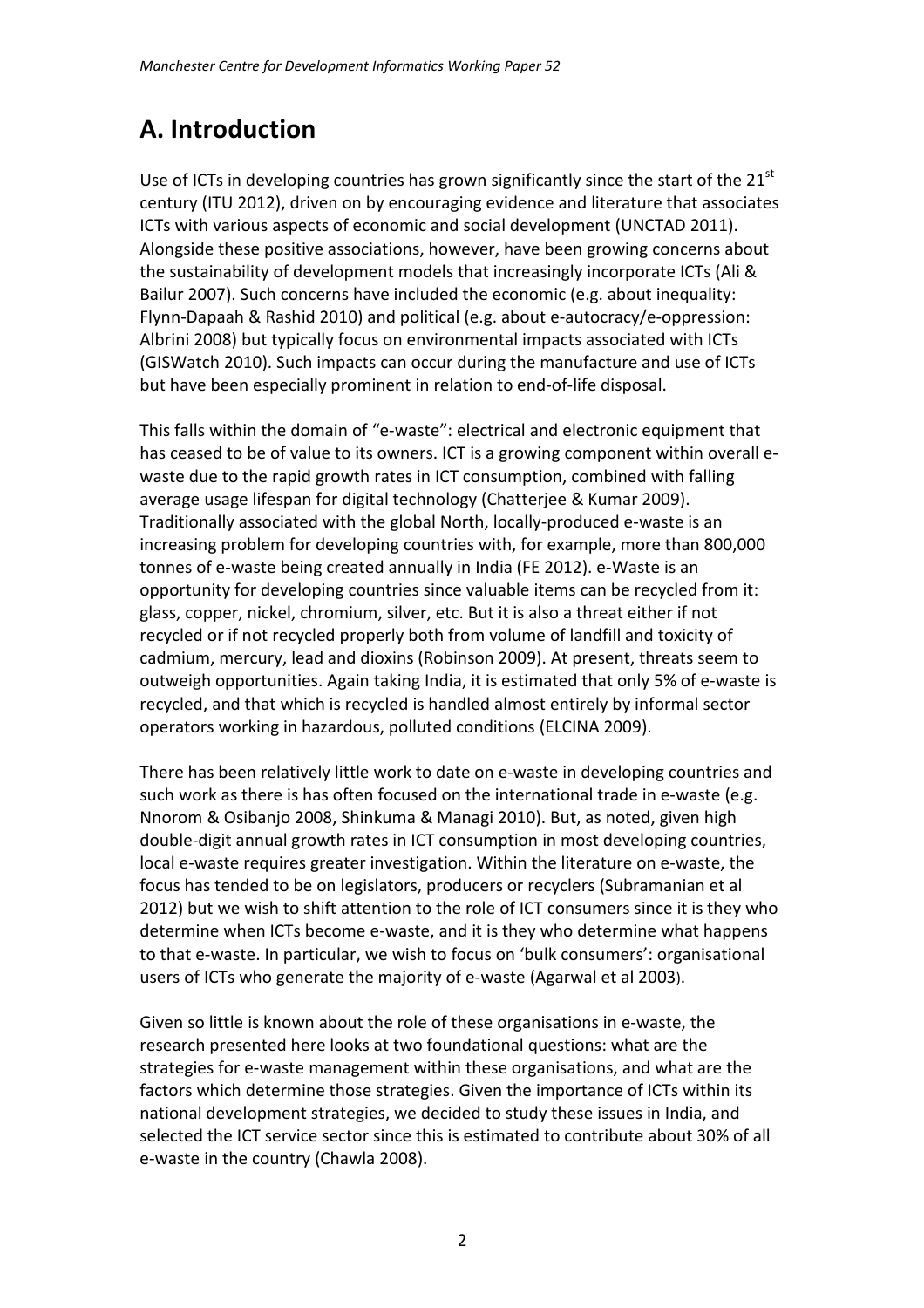# A. Introduction

Use of ICTs in developing countries has grown significantly since the start of the 21st century (ITU 2012), driven on by encouraging evidence and literature that associates ICTs with various aspects of economic and social development (UNCTAD 2011). Alongside these positive associations, however, have been growing concerns about the sustainability of development models that increasingly incorporate ICTs (Ali & Bailur 2007). Such concerns have included the economic (e.g. about inequality: Flynn-Dapaah & Rashid 2010) and political (e.g. about e-autocracy/e-oppression: Albrini 2008) but typically focus on environmental impacts associated with ICTs (GISWatch 2010). Such impacts can occur during the manufacture and use of ICTs but have been especially prominent in relation to end-of-life disposal.

This falls within the domain of "e-waste": electrical and electronic equipment that has ceased to be of value to its owners. ICT is a growing component within overall e-waste due to the rapid growth rates in ICT consumption, combined with falling average usage lifespan for digital technology (Chatterjee & Kumar 2009). Traditionally associated with the global North, locally-produced e-waste is an increasing problem for developing countries with, for example, more than 800,000 tonnes of e-waste being created annually in India (FE 2012). e-Waste is an opportunity for developing countries since valuable items can be recycled from it: glass, copper, nickel, chromium, silver, etc. But it is also a threat either if not recycled or if not recycled properly both from volume of landfill and toxicity of cadmium, mercury, lead and dioxins (Robinson 2009). At present, threats seem to outweigh opportunities. Again taking India, it is estimated that only 5% of e-waste is recycled, and that which is recycled is handled almost entirely by informal sector operators working in hazardous, polluted conditions (ELCINA 2009).

There has been relatively little work to date on e-waste in developing countries and such work as there is has often focused on the international trade in e-waste (e.g. Nnorom & Osibanjo 2008, Shinkuma & Managi 2010). But, as noted, given high double-digit annual growth rates in ICT consumption in most developing countries, local e-waste requires greater investigation. Within the literature on e-waste, the focus has tended to be on legislators, producers or recyclers (Subramanian et al 2012) but we wish to shift attention to the role of ICT consumers since it is they who determine when ICTs become e-waste, and it is they who determine what happens to that e-waste. In particular, we wish to focus on 'bulk consumers': organisational users of ICTs who generate the majority of e-waste (Agarwal et al 2003).

Given so little is known about the role of these organisations in e-waste, the research presented here looks at two foundational questions: what are the strategies for e-waste management within these organisations, and what are the factors which determine those strategies. Given the importance of ICTs within its national development strategies, we decided to study these issues in India, and selected the ICT service sector since this is estimated to contribute about 30% of all e-waste in the country (Chawla 2008).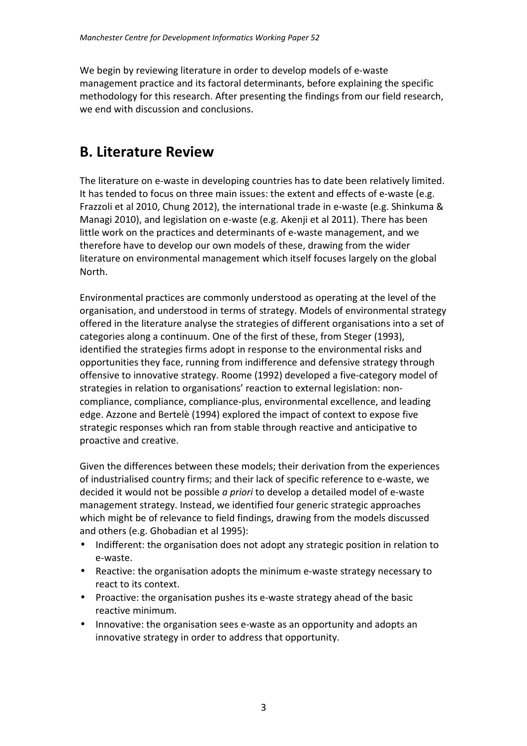We begin by reviewing literature in order to develop models of e-waste management practice and its factoral determinants, before explaining the specific methodology for this research. After presenting the findings from our field research, we end with discussion and conclusions.

## B. Literature Review

The literature on e-waste in developing countries has to date been relatively limited. It has tended to focus on three main issues: the extent and effects of e-waste (e.g. Frazzoli et al 2010, Chung 2012), the international trade in e-waste (e.g. Shinkuma & Managi 2010), and legislation on e-waste (e.g. Akenji et al 2011). There has been little work on the practices and determinants of e-waste management, and we therefore have to develop our own models of these, drawing from the wider literature on environmental management which itself focuses largely on the global North.

Environmental practices are commonly understood as operating at the level of the organisation, and understood in terms of strategy. Models of environmental strategy offered in the literature analyse the strategies of different organisations into a set of categories along a continuum. One of the first of these, from Steger (1993), identified the strategies firms adopt in response to the environmental risks and opportunities they face, running from indifference and defensive strategy through offensive to innovative strategy. Roome (1992) developed a five-category model of strategies in relation to organisations' reaction to external legislation: non-compliance, compliance, compliance-plus, environmental excellence, and leading edge. Azzone and Bertelè (1994) explored the impact of context to expose five strategic responses which ran from stable through reactive and anticipative to proactive and creative.

Given the differences between these models; their derivation from the experiences of industrialised country firms; and their lack of specific reference to e-waste, we decided it would not be possible *a priori* to develop a detailed model of e-waste management strategy. Instead, we identified four generic strategic approaches which might be of relevance to field findings, drawing from the models discussed and others (e.g. Ghobadian et al 1995):

- Indifferent: the organisation does not adopt any strategic position in relation to e-waste.
- Reactive: the organisation adopts the minimum e-waste strategy necessary to react to its context.
- Proactive: the organisation pushes its e-waste strategy ahead of the basic reactive minimum.
- Innovative: the organisation sees e-waste as an opportunity and adopts an innovative strategy in order to address that opportunity.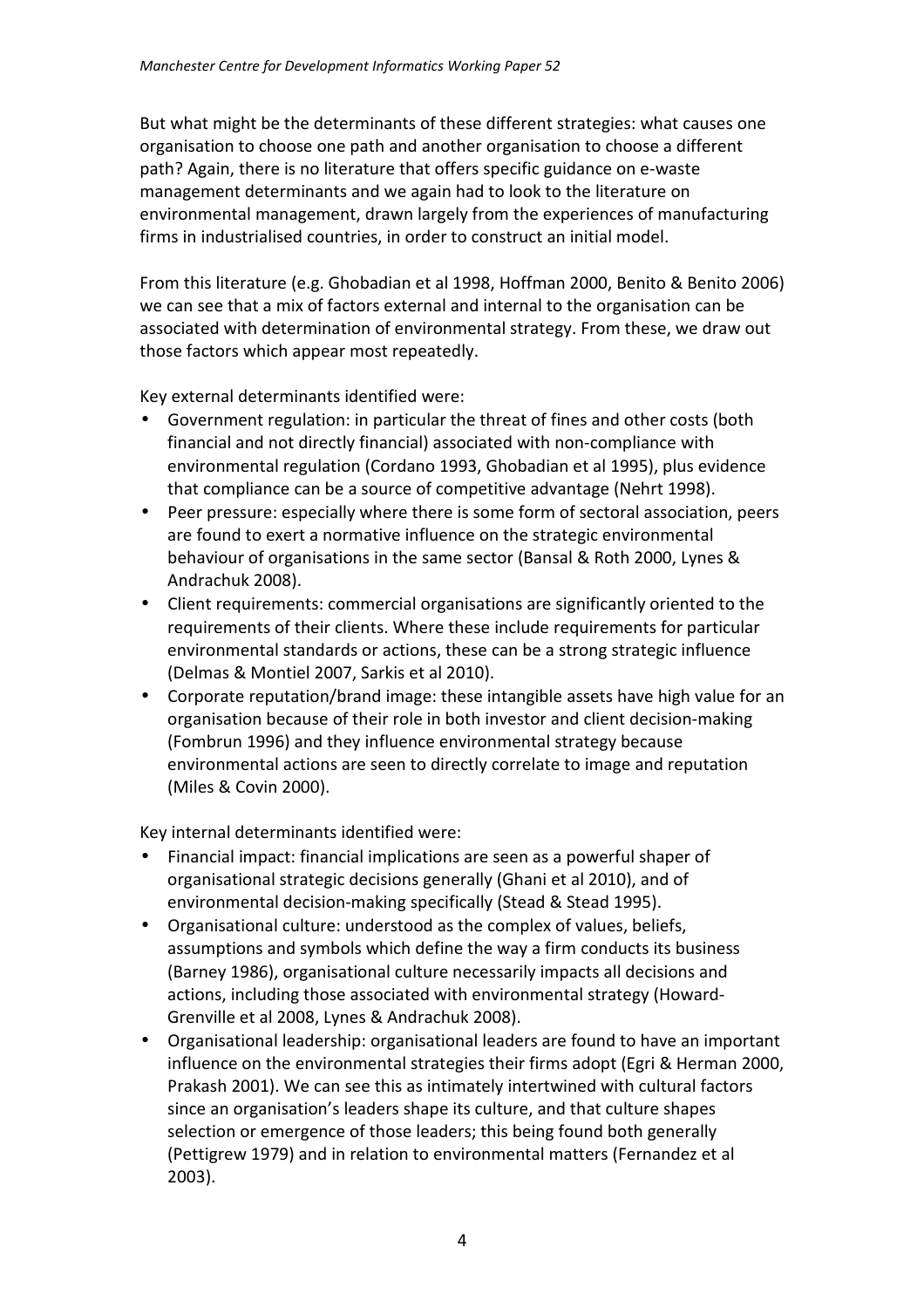But what might be the determinants of these different strategies: what causes one organisation to choose one path and another organisation to choose a different path? Again, there is no literature that offers specific guidance on e-waste management determinants and we again had to look to the literature on environmental management, drawn largely from the experiences of manufacturing firms in industrialised countries, in order to construct an initial model.

From this literature (e.g. Ghobadian et al 1998, Hoffman 2000, Benito & Benito 2006) we can see that a mix of factors external and internal to the organisation can be associated with determination of environmental strategy. From these, we draw out those factors which appear most repeatedly.

Key external determinants identified were:

- Government regulation: in particular the threat of fines and other costs (both financial and not directly financial) associated with non-compliance with environmental regulation (Cordano 1993, Ghobadian et al 1995), plus evidence that compliance can be a source of competitive advantage (Nehrt 1998).
- Peer pressure: especially where there is some form of sectoral association, peers are found to exert a normative influence on the strategic environmental behaviour of organisations in the same sector (Bansal & Roth 2000, Lynes & Andrachuk 2008).
- Client requirements: commercial organisations are significantly oriented to the requirements of their clients. Where these include requirements for particular environmental standards or actions, these can be a strong strategic influence (Delmas & Montiel 2007, Sarkis et al 2010).
- Corporate reputation/brand image: these intangible assets have high value for an organisation because of their role in both investor and client decision-making (Fombrun 1996) and they influence environmental strategy because environmental actions are seen to directly correlate to image and reputation (Miles & Covin 2000).

Key internal determinants identified were:

- Financial impact: financial implications are seen as a powerful shaper of organisational strategic decisions generally (Ghani et al 2010), and of environmental decision-making specifically (Stead & Stead 1995).
- Organisational culture: understood as the complex of values, beliefs, assumptions and symbols which define the way a firm conducts its business (Barney 1986), organisational culture necessarily impacts all decisions and actions, including those associated with environmental strategy (Howard-Grenville et al 2008, Lynes & Andrachuk 2008).
- Organisational leadership: organisational leaders are found to have an important influence on the environmental strategies their firms adopt (Egri & Herman 2000, Prakash 2001). We can see this as intimately intertwined with cultural factors since an organisation's leaders shape its culture, and that culture shapes selection or emergence of those leaders; this being found both generally (Pettigrew 1979) and in relation to environmental matters (Fernandez et al 2003).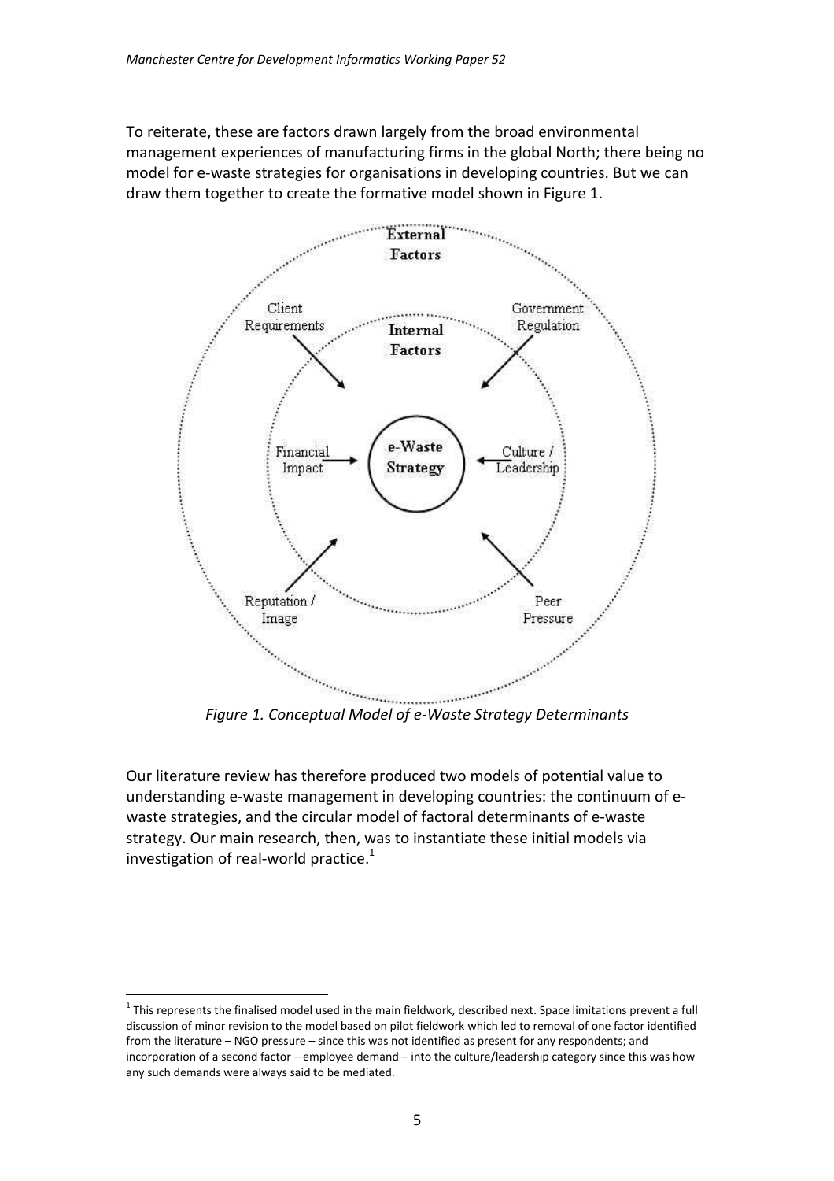To reiterate, these are factors drawn largely from the broad environmental management experiences of manufacturing firms in the global North; there being no model for e-waste strategies for organisations in developing countries. But we can draw them together to create the formative model shown in Figure 1.

*Figure 1. Conceptual Model of e-Waste Strategy Determinants*

Our literature review has therefore produced two models of potential value to understanding e-waste management in developing countries: the continuum of e-waste strategies, and the circular model of factoral determinants of e-waste strategy. Our main research, then, was to instantiate these initial models via investigation of real-world practice.[1]

[1] This represents the finalised model used in the main fieldwork, described next. Space limitations prevent a full discussion of minor revision to the model based on pilot fieldwork which led to removal of one factor identified from the literature – NGO pressure – since this was not identified as present for any respondents; and incorporation of a second factor – employee demand – into the culture/leadership category since this was how any such demands were always said to be mediated.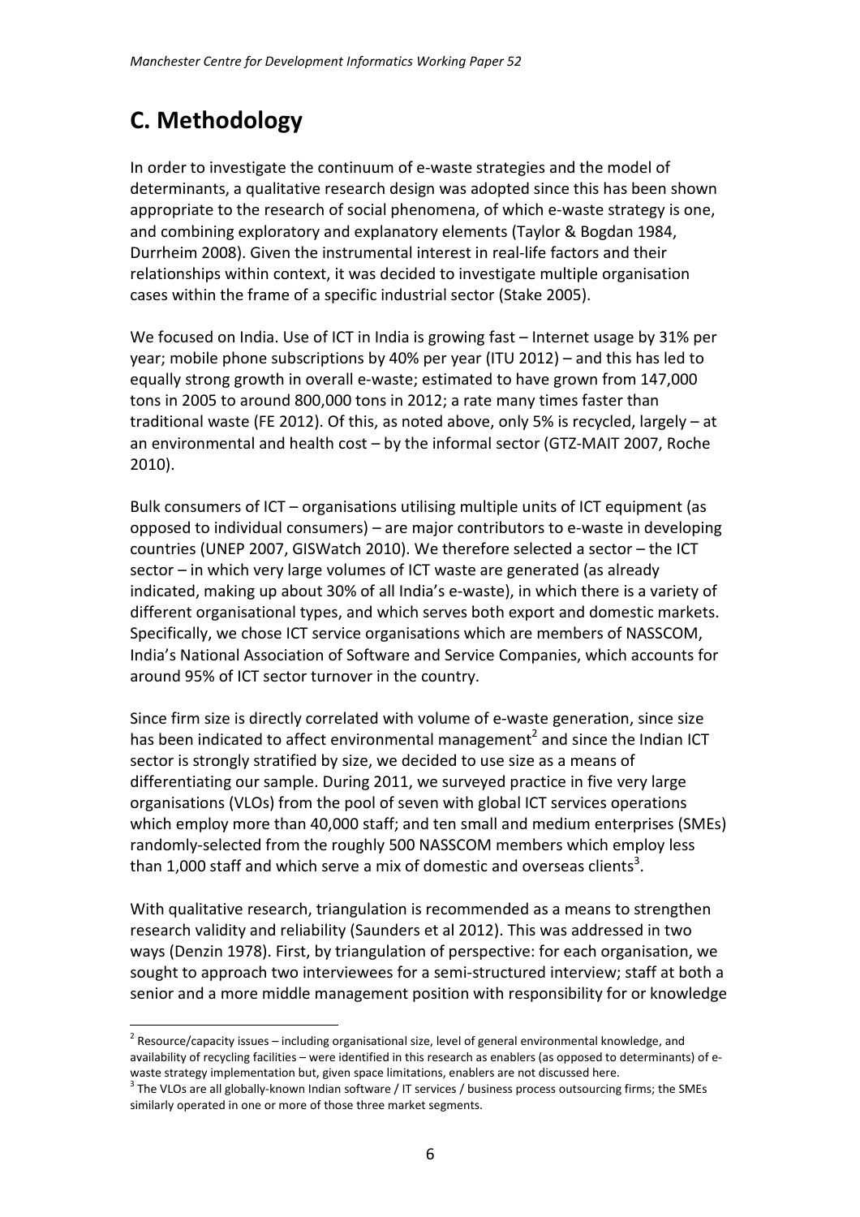# C. Methodology

In order to investigate the continuum of e-waste strategies and the model of determinants, a qualitative research design was adopted since this has been shown appropriate to the research of social phenomena, of which e-waste strategy is one, and combining exploratory and explanatory elements (Taylor & Bogdan 1984, Durrheim 2008). Given the instrumental interest in real-life factors and their relationships within context, it was decided to investigate multiple organisation cases within the frame of a specific industrial sector (Stake 2005).

We focused on India. Use of ICT in India is growing fast – Internet usage by 31% per year; mobile phone subscriptions by 40% per year (ITU 2012) – and this has led to equally strong growth in overall e-waste; estimated to have grown from 147,000 tons in 2005 to around 800,000 tons in 2012; a rate many times faster than traditional waste (FE 2012). Of this, as noted above, only 5% is recycled, largely – at an environmental and health cost – by the informal sector (GTZ-MAIT 2007, Roche 2010).

Bulk consumers of ICT – organisations utilising multiple units of ICT equipment (as opposed to individual consumers) – are major contributors to e-waste in developing countries (UNEP 2007, GISWatch 2010). We therefore selected a sector – the ICT sector – in which very large volumes of ICT waste are generated (as already indicated, making up about 30% of all India's e-waste), in which there is a variety of different organisational types, and which serves both export and domestic markets. Specifically, we chose ICT service organisations which are members of NASSCOM, India's National Association of Software and Service Companies, which accounts for around 95% of ICT sector turnover in the country.

Since firm size is directly correlated with volume of e-waste generation, since size has been indicated to affect environmental management[2] and since the Indian ICT sector is strongly stratified by size, we decided to use size as a means of differentiating our sample. During 2011, we surveyed practice in five very large organisations (VLOs) from the pool of seven with global ICT services operations which employ more than 40,000 staff; and ten small and medium enterprises (SMEs) randomly-selected from the roughly 500 NASSCOM members which employ less than 1,000 staff and which serve a mix of domestic and overseas clients[3].

With qualitative research, triangulation is recommended as a means to strengthen research validity and reliability (Saunders et al 2012). This was addressed in two ways (Denzin 1978). First, by triangulation of perspective: for each organisation, we sought to approach two interviewees for a semi-structured interview; staff at both a senior and a more middle management position with responsibility for or knowledge

---

[2] Resource/capacity issues – including organisational size, level of general environmental knowledge, and availability of recycling facilities – were identified in this research as enablers (as opposed to determinants) of e-waste strategy implementation but, given space limitations, enablers are not discussed here.

[3] The VLOs are all globally-known Indian software / IT services / business process outsourcing firms; the SMEs similarly operated in one or more of those three market segments.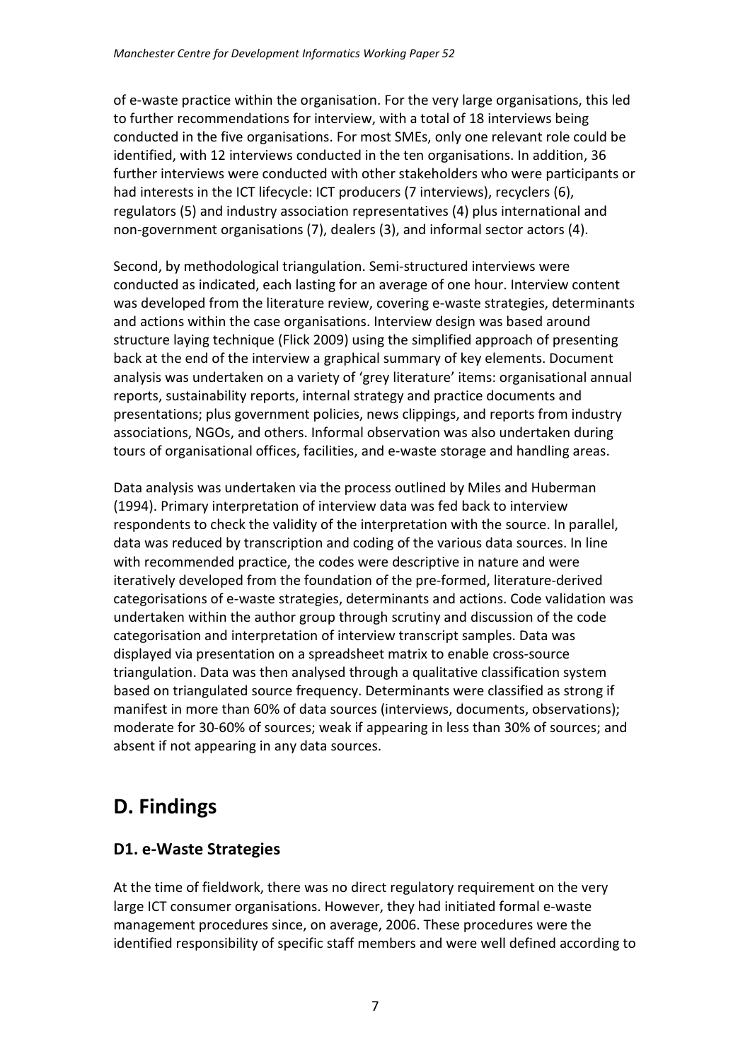of e-waste practice within the organisation. For the very large organisations, this led to further recommendations for interview, with a total of 18 interviews being conducted in the five organisations. For most SMEs, only one relevant role could be identified, with 12 interviews conducted in the ten organisations. In addition, 36 further interviews were conducted with other stakeholders who were participants or had interests in the ICT lifecycle: ICT producers (7 interviews), recyclers (6), regulators (5) and industry association representatives (4) plus international and non-government organisations (7), dealers (3), and informal sector actors (4).

Second, by methodological triangulation. Semi-structured interviews were conducted as indicated, each lasting for an average of one hour. Interview content was developed from the literature review, covering e-waste strategies, determinants and actions within the case organisations. Interview design was based around structure laying technique (Flick 2009) using the simplified approach of presenting back at the end of the interview a graphical summary of key elements. Document analysis was undertaken on a variety of 'grey literature' items: organisational annual reports, sustainability reports, internal strategy and practice documents and presentations; plus government policies, news clippings, and reports from industry associations, NGOs, and others. Informal observation was also undertaken during tours of organisational offices, facilities, and e-waste storage and handling areas.

Data analysis was undertaken via the process outlined by Miles and Huberman (1994). Primary interpretation of interview data was fed back to interview respondents to check the validity of the interpretation with the source. In parallel, data was reduced by transcription and coding of the various data sources. In line with recommended practice, the codes were descriptive in nature and were iteratively developed from the foundation of the pre-formed, literature-derived categorisations of e-waste strategies, determinants and actions. Code validation was undertaken within the author group through scrutiny and discussion of the code categorisation and interpretation of interview transcript samples. Data was displayed via presentation on a spreadsheet matrix to enable cross-source triangulation. Data was then analysed through a qualitative classification system based on triangulated source frequency. Determinants were classified as strong if manifest in more than 60% of data sources (interviews, documents, observations); moderate for 30-60% of sources; weak if appearing in less than 30% of sources; and absent if not appearing in any data sources.

# D. Findings

## D1. e-Waste Strategies

At the time of fieldwork, there was no direct regulatory requirement on the very large ICT consumer organisations. However, they had initiated formal e-waste management procedures since, on average, 2006. These procedures were the identified responsibility of specific staff members and were well defined according to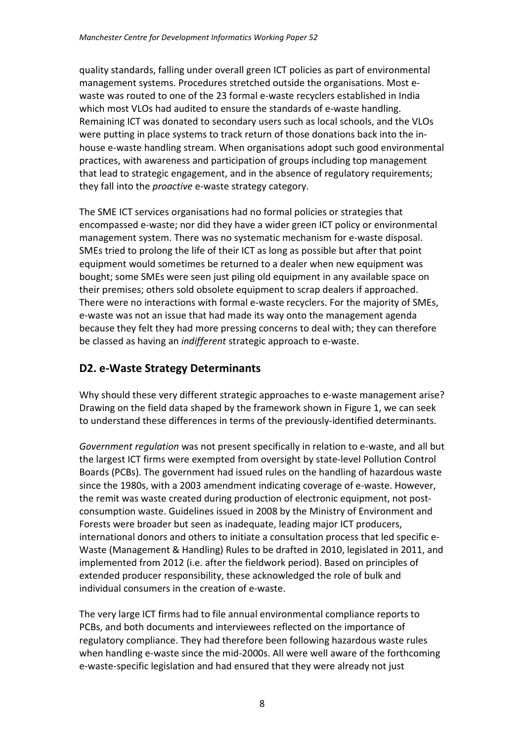quality standards, falling under overall green ICT policies as part of environmental management systems. Procedures stretched outside the organisations. Most e-waste was routed to one of the 23 formal e-waste recyclers established in India which most VLOs had audited to ensure the standards of e-waste handling. Remaining ICT was donated to secondary users such as local schools, and the VLOs were putting in place systems to track return of those donations back into the in-house e-waste handling stream. When organisations adopt such good environmental practices, with awareness and participation of groups including top management that lead to strategic engagement, and in the absence of regulatory requirements; they fall into the *proactive* e-waste strategy category.

The SME ICT services organisations had no formal policies or strategies that encompassed e-waste; nor did they have a wider green ICT policy or environmental management system. There was no systematic mechanism for e-waste disposal. SMEs tried to prolong the life of their ICT as long as possible but after that point equipment would sometimes be returned to a dealer when new equipment was bought; some SMEs were seen just piling old equipment in any available space on their premises; others sold obsolete equipment to scrap dealers if approached. There were no interactions with formal e-waste recyclers. For the majority of SMEs, e-waste was not an issue that had made its way onto the management agenda because they felt they had more pressing concerns to deal with; they can therefore be classed as having an *indifferent* strategic approach to e-waste.

## D2. e-Waste Strategy Determinants

Why should these very different strategic approaches to e-waste management arise? Drawing on the field data shaped by the framework shown in Figure 1, we can seek to understand these differences in terms of the previously-identified determinants.

*Government regulation* was not present specifically in relation to e-waste, and all but the largest ICT firms were exempted from oversight by state-level Pollution Control Boards (PCBs). The government had issued rules on the handling of hazardous waste since the 1980s, with a 2003 amendment indicating coverage of e-waste. However, the remit was waste created during production of electronic equipment, not post-consumption waste. Guidelines issued in 2008 by the Ministry of Environment and Forests were broader but seen as inadequate, leading major ICT producers, international donors and others to initiate a consultation process that led specific e-Waste (Management & Handling) Rules to be drafted in 2010, legislated in 2011, and implemented from 2012 (i.e. after the fieldwork period). Based on principles of extended producer responsibility, these acknowledged the role of bulk and individual consumers in the creation of e-waste.

The very large ICT firms had to file annual environmental compliance reports to PCBs, and both documents and interviewees reflected on the importance of regulatory compliance. They had therefore been following hazardous waste rules when handling e-waste since the mid-2000s. All were well aware of the forthcoming e-waste-specific legislation and had ensured that they were already not just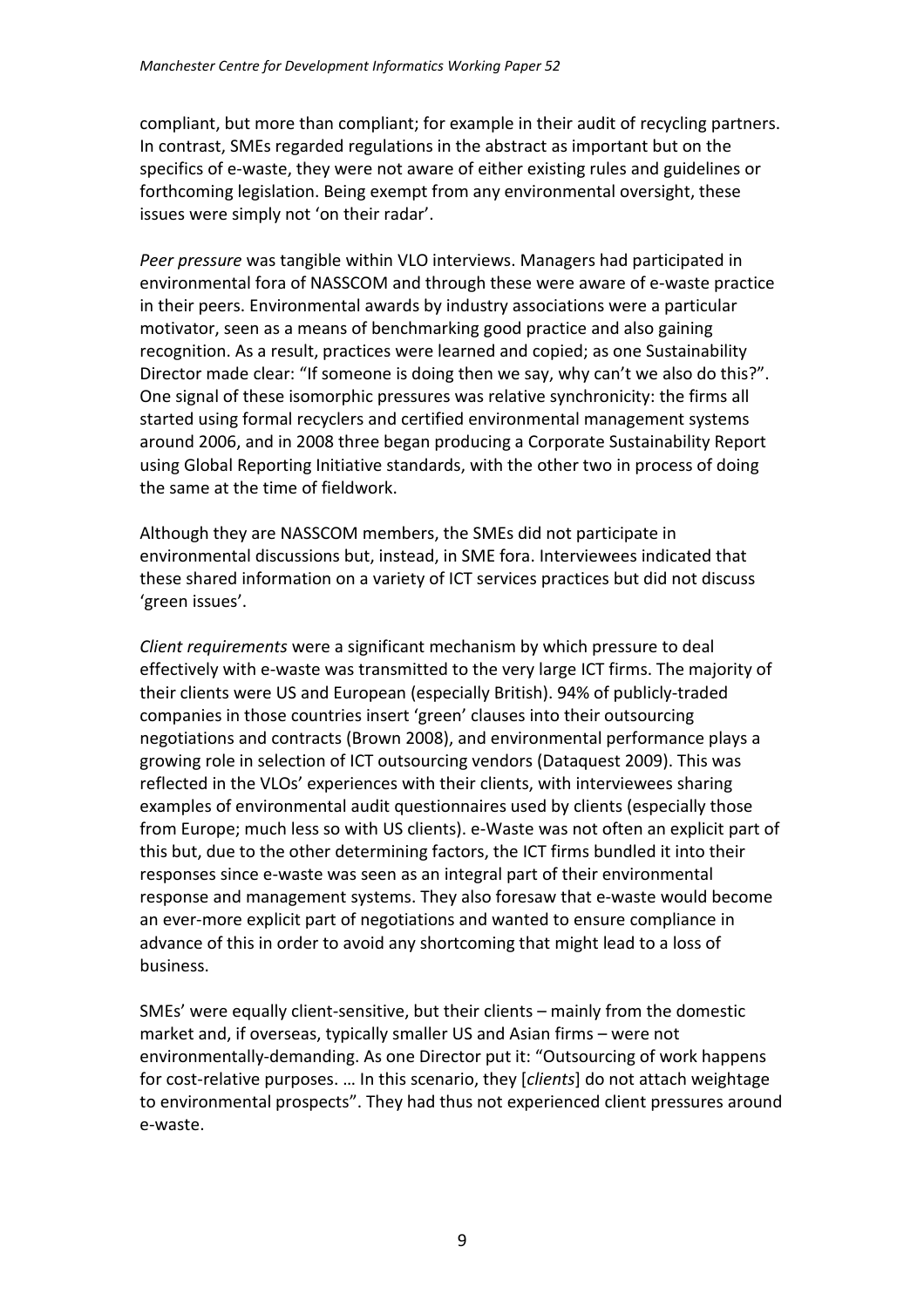compliant, but more than compliant; for example in their audit of recycling partners. In contrast, SMEs regarded regulations in the abstract as important but on the specifics of e-waste, they were not aware of either existing rules and guidelines or forthcoming legislation. Being exempt from any environmental oversight, these issues were simply not 'on their radar'.

*Peer pressure* was tangible within VLO interviews. Managers had participated in environmental fora of NASSCOM and through these were aware of e-waste practice in their peers. Environmental awards by industry associations were a particular motivator, seen as a means of benchmarking good practice and also gaining recognition. As a result, practices were learned and copied; as one Sustainability Director made clear: "If someone is doing then we say, why can't we also do this?". One signal of these isomorphic pressures was relative synchronicity: the firms all started using formal recyclers and certified environmental management systems around 2006, and in 2008 three began producing a Corporate Sustainability Report using Global Reporting Initiative standards, with the other two in process of doing the same at the time of fieldwork.

Although they are NASSCOM members, the SMEs did not participate in environmental discussions but, instead, in SME fora. Interviewees indicated that these shared information on a variety of ICT services practices but did not discuss 'green issues'.

*Client requirements* were a significant mechanism by which pressure to deal effectively with e-waste was transmitted to the very large ICT firms. The majority of their clients were US and European (especially British). 94% of publicly-traded companies in those countries insert 'green' clauses into their outsourcing negotiations and contracts (Brown 2008), and environmental performance plays a growing role in selection of ICT outsourcing vendors (Dataquest 2009). This was reflected in the VLOs' experiences with their clients, with interviewees sharing examples of environmental audit questionnaires used by clients (especially those from Europe; much less so with US clients). e-Waste was not often an explicit part of this but, due to the other determining factors, the ICT firms bundled it into their responses since e-waste was seen as an integral part of their environmental response and management systems. They also foresaw that e-waste would become an ever-more explicit part of negotiations and wanted to ensure compliance in advance of this in order to avoid any shortcoming that might lead to a loss of business.

SMEs' were equally client-sensitive, but their clients – mainly from the domestic market and, if overseas, typically smaller US and Asian firms – were not environmentally-demanding. As one Director put it: "Outsourcing of work happens for cost-relative purposes. … In this scenario, they [*clients*] do not attach weightage to environmental prospects". They had thus not experienced client pressures around e-waste.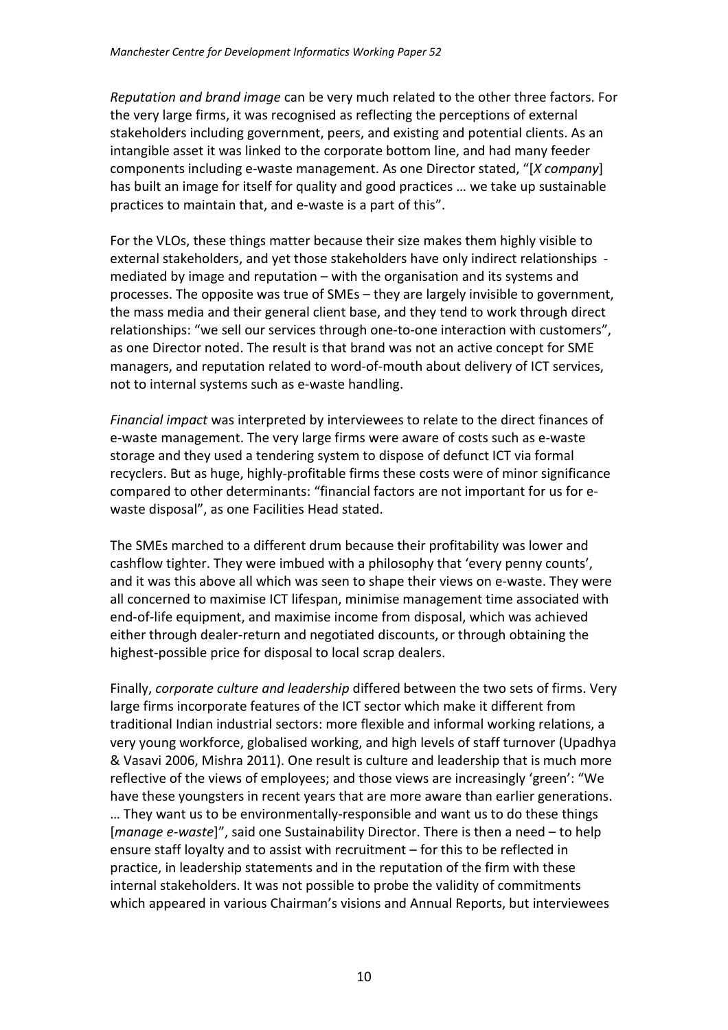*Reputation and brand image* can be very much related to the other three factors. For the very large firms, it was recognised as reflecting the perceptions of external stakeholders including government, peers, and existing and potential clients. As an intangible asset it was linked to the corporate bottom line, and had many feeder components including e-waste management. As one Director stated, "[*X company*] has built an image for itself for quality and good practices … we take up sustainable practices to maintain that, and e-waste is a part of this".

For the VLOs, these things matter because their size makes them highly visible to external stakeholders, and yet those stakeholders have only indirect relationships - mediated by image and reputation – with the organisation and its systems and processes. The opposite was true of SMEs – they are largely invisible to government, the mass media and their general client base, and they tend to work through direct relationships: "we sell our services through one-to-one interaction with customers", as one Director noted. The result is that brand was not an active concept for SME managers, and reputation related to word-of-mouth about delivery of ICT services, not to internal systems such as e-waste handling.

*Financial impact* was interpreted by interviewees to relate to the direct finances of e-waste management. The very large firms were aware of costs such as e-waste storage and they used a tendering system to dispose of defunct ICT via formal recyclers. But as huge, highly-profitable firms these costs were of minor significance compared to other determinants: "financial factors are not important for us for e-waste disposal", as one Facilities Head stated.

The SMEs marched to a different drum because their profitability was lower and cashflow tighter. They were imbued with a philosophy that 'every penny counts', and it was this above all which was seen to shape their views on e-waste. They were all concerned to maximise ICT lifespan, minimise management time associated with end-of-life equipment, and maximise income from disposal, which was achieved either through dealer-return and negotiated discounts, or through obtaining the highest-possible price for disposal to local scrap dealers.

Finally, *corporate culture and leadership* differed between the two sets of firms. Very large firms incorporate features of the ICT sector which make it different from traditional Indian industrial sectors: more flexible and informal working relations, a very young workforce, globalised working, and high levels of staff turnover (Upadhya & Vasavi 2006, Mishra 2011). One result is culture and leadership that is much more reflective of the views of employees; and those views are increasingly 'green': "We have these youngsters in recent years that are more aware than earlier generations. … They want us to be environmentally-responsible and want us to do these things [*manage e-waste*]", said one Sustainability Director. There is then a need – to help ensure staff loyalty and to assist with recruitment – for this to be reflected in practice, in leadership statements and in the reputation of the firm with these internal stakeholders. It was not possible to probe the validity of commitments which appeared in various Chairman's visions and Annual Reports, but interviewees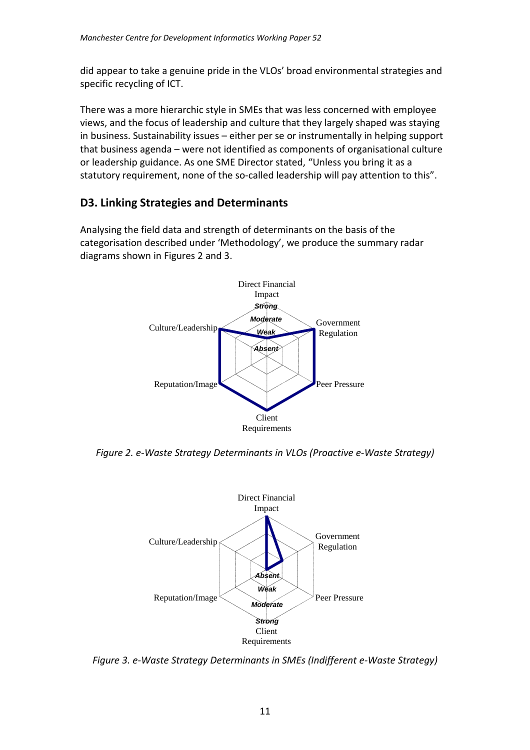did appear to take a genuine pride in the VLOs' broad environmental strategies and specific recycling of ICT.

There was a more hierarchic style in SMEs that was less concerned with employee views, and the focus of leadership and culture that they largely shaped was staying in business. Sustainability issues – either per se or instrumentally in helping support that business agenda – were not identified as components of organisational culture or leadership guidance. As one SME Director stated, "Unless you bring it as a statutory requirement, none of the so-called leadership will pay attention to this".

## D3. Linking Strategies and Determinants

Analysing the field data and strength of determinants on the basis of the categorisation described under 'Methodology', we produce the summary radar diagrams shown in Figures 2 and 3.

*Figure 2. e-Waste Strategy Determinants in VLOs (Proactive e-Waste Strategy)*

*Figure 3. e-Waste Strategy Determinants in SMEs (Indifferent e-Waste Strategy)*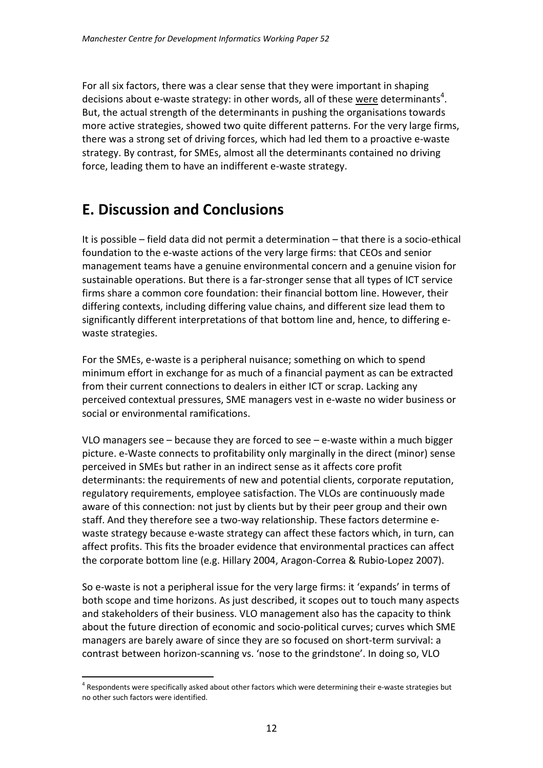For all six factors, there was a clear sense that they were important in shaping decisions about e-waste strategy: in other words, all of these were determinants[4]. But, the actual strength of the determinants in pushing the organisations towards more active strategies, showed two quite different patterns. For the very large firms, there was a strong set of driving forces, which had led them to a proactive e-waste strategy. By contrast, for SMEs, almost all the determinants contained no driving force, leading them to have an indifferent e-waste strategy.

# E. Discussion and Conclusions

It is possible – field data did not permit a determination – that there is a socio-ethical foundation to the e-waste actions of the very large firms: that CEOs and senior management teams have a genuine environmental concern and a genuine vision for sustainable operations. But there is a far-stronger sense that all types of ICT service firms share a common core foundation: their financial bottom line. However, their differing contexts, including differing value chains, and different size lead them to significantly different interpretations of that bottom line and, hence, to differing e-waste strategies.

For the SMEs, e-waste is a peripheral nuisance; something on which to spend minimum effort in exchange for as much of a financial payment as can be extracted from their current connections to dealers in either ICT or scrap. Lacking any perceived contextual pressures, SME managers vest in e-waste no wider business or social or environmental ramifications.

VLO managers see – because they are forced to see – e-waste within a much bigger picture. e-Waste connects to profitability only marginally in the direct (minor) sense perceived in SMEs but rather in an indirect sense as it affects core profit determinants: the requirements of new and potential clients, corporate reputation, regulatory requirements, employee satisfaction. The VLOs are continuously made aware of this connection: not just by clients but by their peer group and their own staff. And they therefore see a two-way relationship. These factors determine e-waste strategy because e-waste strategy can affect these factors which, in turn, can affect profits. This fits the broader evidence that environmental practices can affect the corporate bottom line (e.g. Hillary 2004, Aragon-Correa & Rubio-Lopez 2007).

So e-waste is not a peripheral issue for the very large firms: it 'expands' in terms of both scope and time horizons. As just described, it scopes out to touch many aspects and stakeholders of their business. VLO management also has the capacity to think about the future direction of economic and socio-political curves; curves which SME managers are barely aware of since they are so focused on short-term survival: a contrast between horizon-scanning vs. 'nose to the grindstone'. In doing so, VLO

[4] Respondents were specifically asked about other factors which were determining their e-waste strategies but no other such factors were identified.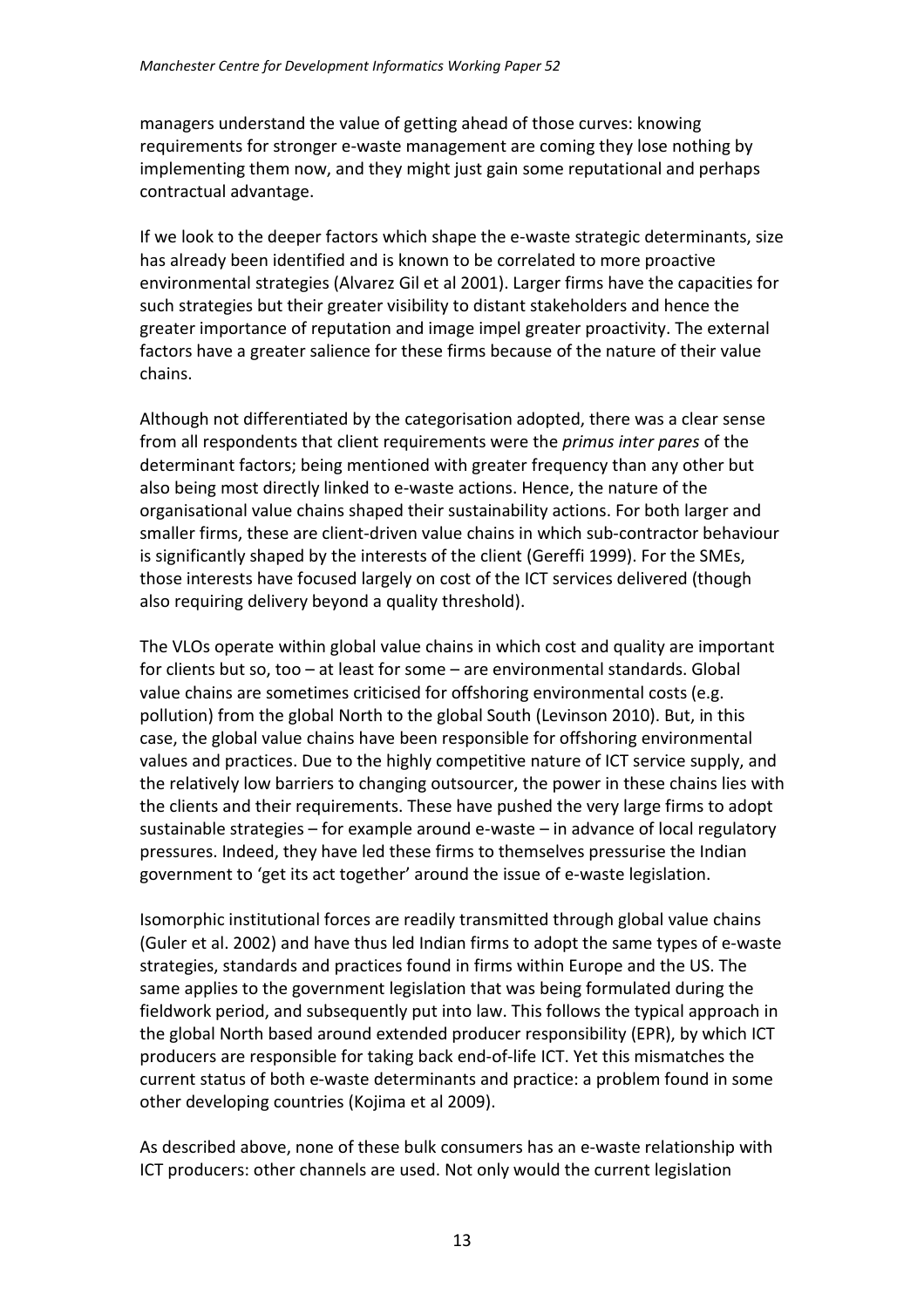managers understand the value of getting ahead of those curves: knowing requirements for stronger e-waste management are coming they lose nothing by implementing them now, and they might just gain some reputational and perhaps contractual advantage.

If we look to the deeper factors which shape the e-waste strategic determinants, size has already been identified and is known to be correlated to more proactive environmental strategies (Alvarez Gil et al 2001). Larger firms have the capacities for such strategies but their greater visibility to distant stakeholders and hence the greater importance of reputation and image impel greater proactivity. The external factors have a greater salience for these firms because of the nature of their value chains.

Although not differentiated by the categorisation adopted, there was a clear sense from all respondents that client requirements were the *primus inter pares* of the determinant factors; being mentioned with greater frequency than any other but also being most directly linked to e-waste actions. Hence, the nature of the organisational value chains shaped their sustainability actions. For both larger and smaller firms, these are client-driven value chains in which sub-contractor behaviour is significantly shaped by the interests of the client (Gereffi 1999). For the SMEs, those interests have focused largely on cost of the ICT services delivered (though also requiring delivery beyond a quality threshold).

The VLOs operate within global value chains in which cost and quality are important for clients but so, too – at least for some – are environmental standards. Global value chains are sometimes criticised for offshoring environmental costs (e.g. pollution) from the global North to the global South (Levinson 2010). But, in this case, the global value chains have been responsible for offshoring environmental values and practices. Due to the highly competitive nature of ICT service supply, and the relatively low barriers to changing outsourcer, the power in these chains lies with the clients and their requirements. These have pushed the very large firms to adopt sustainable strategies – for example around e-waste – in advance of local regulatory pressures. Indeed, they have led these firms to themselves pressurise the Indian government to 'get its act together' around the issue of e-waste legislation.

Isomorphic institutional forces are readily transmitted through global value chains (Guler et al. 2002) and have thus led Indian firms to adopt the same types of e-waste strategies, standards and practices found in firms within Europe and the US. The same applies to the government legislation that was being formulated during the fieldwork period, and subsequently put into law. This follows the typical approach in the global North based around extended producer responsibility (EPR), by which ICT producers are responsible for taking back end-of-life ICT. Yet this mismatches the current status of both e-waste determinants and practice: a problem found in some other developing countries (Kojima et al 2009).

As described above, none of these bulk consumers has an e-waste relationship with ICT producers: other channels are used. Not only would the current legislation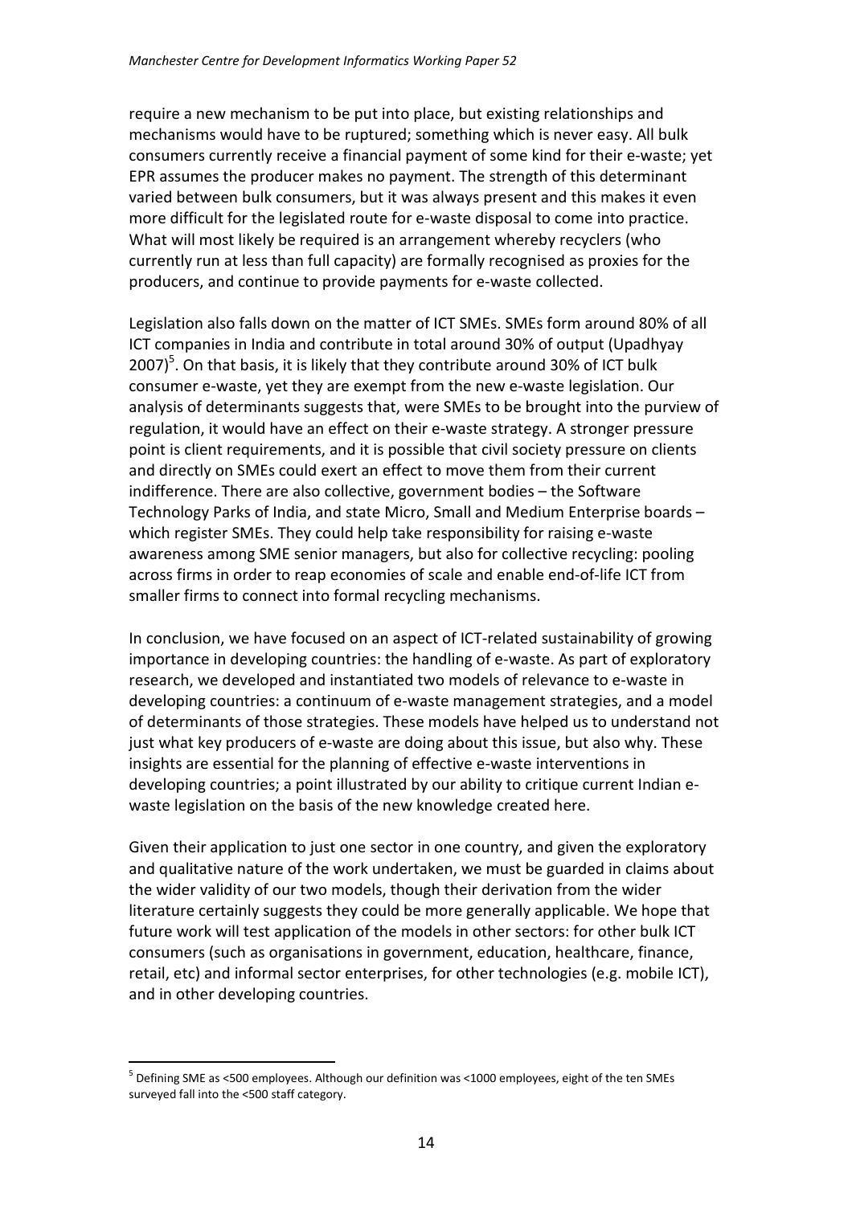require a new mechanism to be put into place, but existing relationships and mechanisms would have to be ruptured; something which is never easy. All bulk consumers currently receive a financial payment of some kind for their e-waste; yet EPR assumes the producer makes no payment. The strength of this determinant varied between bulk consumers, but it was always present and this makes it even more difficult for the legislated route for e-waste disposal to come into practice. What will most likely be required is an arrangement whereby recyclers (who currently run at less than full capacity) are formally recognised as proxies for the producers, and continue to provide payments for e-waste collected.

Legislation also falls down on the matter of ICT SMEs. SMEs form around 80% of all ICT companies in India and contribute in total around 30% of output (Upadhyay 2007)[5]. On that basis, it is likely that they contribute around 30% of ICT bulk consumer e-waste, yet they are exempt from the new e-waste legislation. Our analysis of determinants suggests that, were SMEs to be brought into the purview of regulation, it would have an effect on their e-waste strategy. A stronger pressure point is client requirements, and it is possible that civil society pressure on clients and directly on SMEs could exert an effect to move them from their current indifference. There are also collective, government bodies – the Software Technology Parks of India, and state Micro, Small and Medium Enterprise boards – which register SMEs. They could help take responsibility for raising e-waste awareness among SME senior managers, but also for collective recycling: pooling across firms in order to reap economies of scale and enable end-of-life ICT from smaller firms to connect into formal recycling mechanisms.

In conclusion, we have focused on an aspect of ICT-related sustainability of growing importance in developing countries: the handling of e-waste. As part of exploratory research, we developed and instantiated two models of relevance to e-waste in developing countries: a continuum of e-waste management strategies, and a model of determinants of those strategies. These models have helped us to understand not just what key producers of e-waste are doing about this issue, but also why. These insights are essential for the planning of effective e-waste interventions in developing countries; a point illustrated by our ability to critique current Indian e-waste legislation on the basis of the new knowledge created here.

Given their application to just one sector in one country, and given the exploratory and qualitative nature of the work undertaken, we must be guarded in claims about the wider validity of our two models, though their derivation from the wider literature certainly suggests they could be more generally applicable. We hope that future work will test application of the models in other sectors: for other bulk ICT consumers (such as organisations in government, education, healthcare, finance, retail, etc) and informal sector enterprises, for other technologies (e.g. mobile ICT), and in other developing countries.

---

[5] Defining SME as <500 employees. Although our definition was <1000 employees, eight of the ten SMEs surveyed fall into the <500 staff category.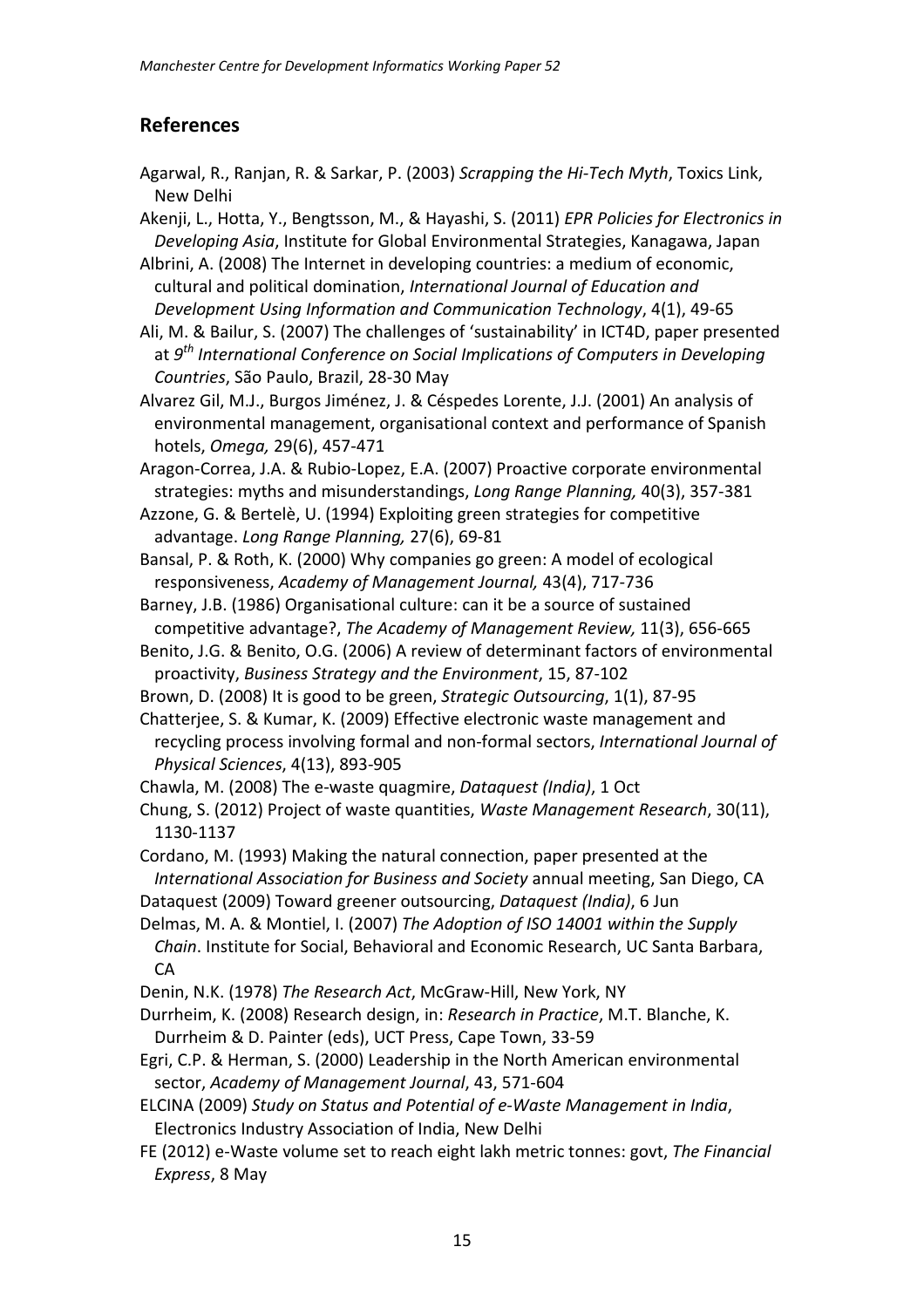## References

Agarwal, R., Ranjan, R. & Sarkar, P. (2003) *Scrapping the Hi-Tech Myth*, Toxics Link, New Delhi

Akenji, L., Hotta, Y., Bengtsson, M., & Hayashi, S. (2011) *EPR Policies for Electronics in Developing Asia*, Institute for Global Environmental Strategies, Kanagawa, Japan

Albrini, A. (2008) The Internet in developing countries: a medium of economic, cultural and political domination, *International Journal of Education and Development Using Information and Communication Technology*, 4(1), 49-65

Ali, M. & Bailur, S. (2007) The challenges of 'sustainability' in ICT4D, paper presented at *9th International Conference on Social Implications of Computers in Developing Countries*, São Paulo, Brazil, 28-30 May

Alvarez Gil, M.J., Burgos Jiménez, J. & Céspedes Lorente, J.J. (2001) An analysis of environmental management, organisational context and performance of Spanish hotels, *Omega,* 29(6), 457-471

Aragon-Correa, J.A. & Rubio-Lopez, E.A. (2007) Proactive corporate environmental strategies: myths and misunderstandings, *Long Range Planning,* 40(3), 357-381

Azzone, G. & Bertelè, U. (1994) Exploiting green strategies for competitive advantage. *Long Range Planning,* 27(6), 69-81

Bansal, P. & Roth, K. (2000) Why companies go green: A model of ecological responsiveness, *Academy of Management Journal,* 43(4), 717-736

Barney, J.B. (1986) Organisational culture: can it be a source of sustained competitive advantage?, *The Academy of Management Review,* 11(3), 656-665

Benito, J.G. & Benito, O.G. (2006) A review of determinant factors of environmental proactivity, *Business Strategy and the Environment*, 15, 87-102

Brown, D. (2008) It is good to be green, *Strategic Outsourcing*, 1(1), 87-95

Chatterjee, S. & Kumar, K. (2009) Effective electronic waste management and recycling process involving formal and non-formal sectors, *International Journal of Physical Sciences*, 4(13), 893-905

Chawla, M. (2008) The e-waste quagmire, *Dataquest (India)*, 1 Oct

Chung, S. (2012) Project of waste quantities, *Waste Management Research*, 30(11), 1130-1137

Cordano, M. (1993) Making the natural connection, paper presented at the *International Association for Business and Society* annual meeting, San Diego, CA

Dataquest (2009) Toward greener outsourcing, *Dataquest (India)*, 6 Jun

Delmas, M. A. & Montiel, I. (2007) *The Adoption of ISO 14001 within the Supply Chain*. Institute for Social, Behavioral and Economic Research, UC Santa Barbara, CA

Denin, N.K. (1978) *The Research Act*, McGraw-Hill, New York, NY

Durrheim, K. (2008) Research design, in: *Research in Practice*, M.T. Blanche, K. Durrheim & D. Painter (eds), UCT Press, Cape Town, 33-59

Egri, C.P. & Herman, S. (2000) Leadership in the North American environmental sector, *Academy of Management Journal*, 43, 571-604

ELCINA (2009) *Study on Status and Potential of e-Waste Management in India*, Electronics Industry Association of India, New Delhi

FE (2012) e-Waste volume set to reach eight lakh metric tonnes: govt, *The Financial Express*, 8 May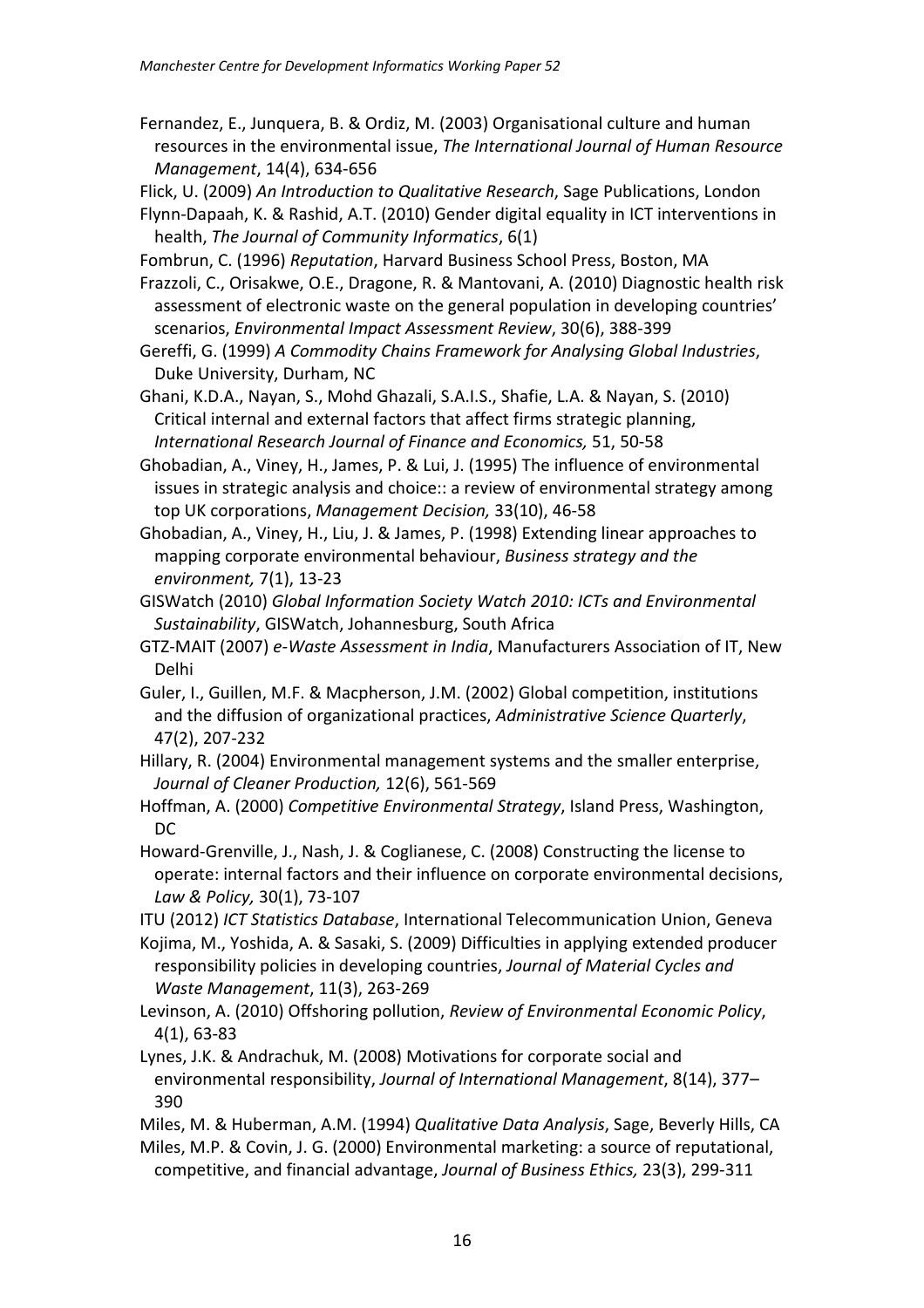Fernandez, E., Junquera, B. & Ordiz, M. (2003) Organisational culture and human resources in the environmental issue, *The International Journal of Human Resource Management*, 14(4), 634-656

Flick, U. (2009) *An Introduction to Qualitative Research*, Sage Publications, London

Flynn-Dapaah, K. & Rashid, A.T. (2010) Gender digital equality in ICT interventions in health, *The Journal of Community Informatics*, 6(1)

Fombrun, C. (1996) *Reputation*, Harvard Business School Press, Boston, MA

Frazzoli, C., Orisakwe, O.E., Dragone, R. & Mantovani, A. (2010) Diagnostic health risk assessment of electronic waste on the general population in developing countries' scenarios, *Environmental Impact Assessment Review*, 30(6), 388-399

Gereffi, G. (1999) *A Commodity Chains Framework for Analysing Global Industries*, Duke University, Durham, NC

Ghani, K.D.A., Nayan, S., Mohd Ghazali, S.A.I.S., Shafie, L.A. & Nayan, S. (2010) Critical internal and external factors that affect firms strategic planning, *International Research Journal of Finance and Economics,* 51, 50-58

Ghobadian, A., Viney, H., James, P. & Lui, J. (1995) The influence of environmental issues in strategic analysis and choice:: a review of environmental strategy among top UK corporations, *Management Decision,* 33(10), 46-58

Ghobadian, A., Viney, H., Liu, J. & James, P. (1998) Extending linear approaches to mapping corporate environmental behaviour, *Business strategy and the environment,* 7(1), 13-23

GISWatch (2010) *Global Information Society Watch 2010: ICTs and Environmental Sustainability*, GISWatch, Johannesburg, South Africa

GTZ-MAIT (2007) *e-Waste Assessment in India*, Manufacturers Association of IT, New Delhi

Guler, I., Guillen, M.F. & Macpherson, J.M. (2002) Global competition, institutions and the diffusion of organizational practices, *Administrative Science Quarterly*, 47(2), 207-232

Hillary, R. (2004) Environmental management systems and the smaller enterprise, *Journal of Cleaner Production,* 12(6), 561-569

Hoffman, A. (2000) *Competitive Environmental Strategy*, Island Press, Washington, DC

Howard-Grenville, J., Nash, J. & Coglianese, C. (2008) Constructing the license to operate: internal factors and their influence on corporate environmental decisions, *Law & Policy,* 30(1), 73-107

ITU (2012) *ICT Statistics Database*, International Telecommunication Union, Geneva

Kojima, M., Yoshida, A. & Sasaki, S. (2009) Difficulties in applying extended producer responsibility policies in developing countries, *Journal of Material Cycles and Waste Management*, 11(3), 263-269

Levinson, A. (2010) Offshoring pollution, *Review of Environmental Economic Policy*, 4(1), 63-83

Lynes, J.K. & Andrachuk, M. (2008) Motivations for corporate social and environmental responsibility, *Journal of International Management*, 8(14), 377–390

Miles, M. & Huberman, A.M. (1994) *Qualitative Data Analysis*, Sage, Beverly Hills, CA

Miles, M.P. & Covin, J. G. (2000) Environmental marketing: a source of reputational, competitive, and financial advantage, *Journal of Business Ethics,* 23(3), 299-311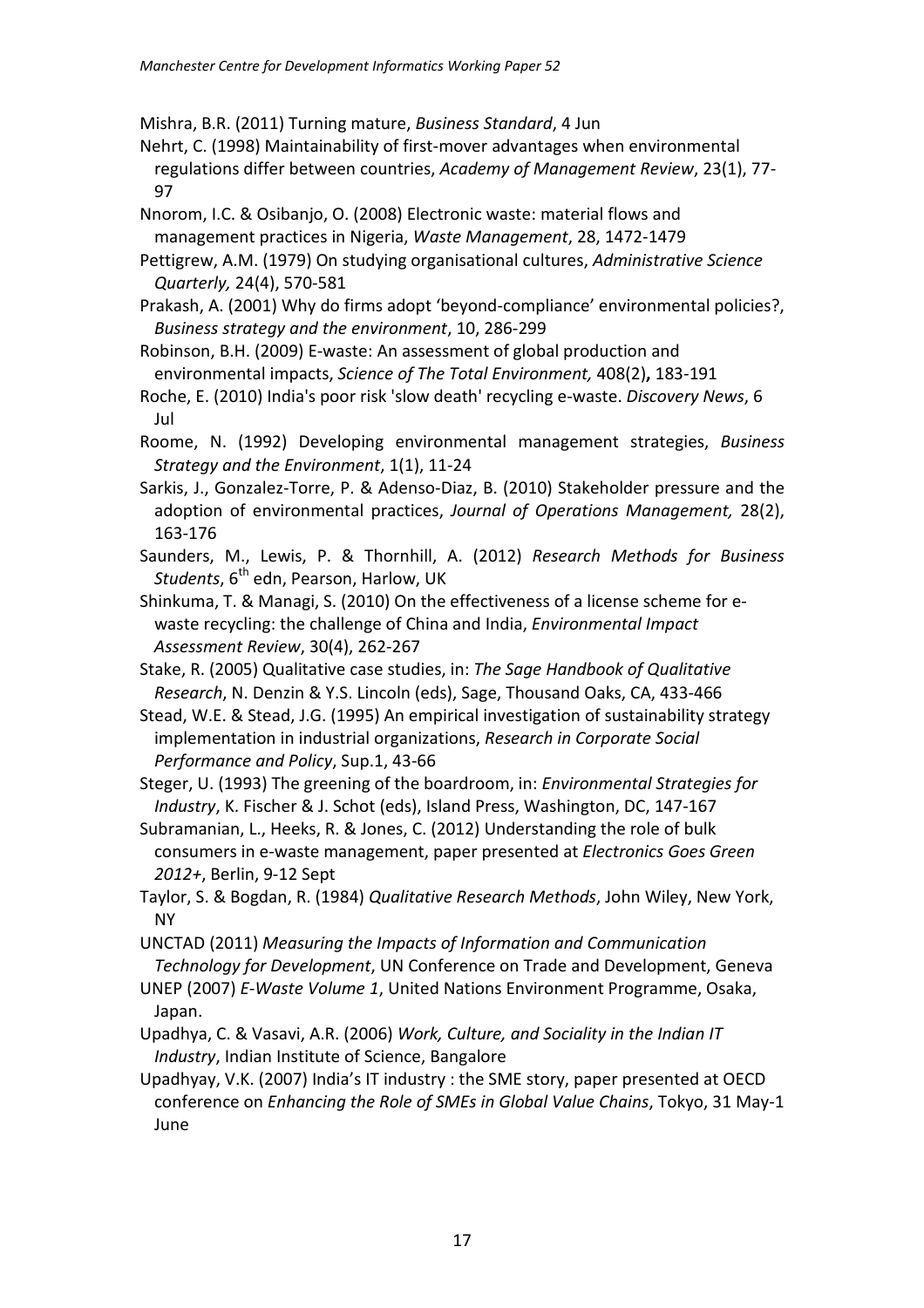Mishra, B.R. (2011) Turning mature, *Business Standard*, 4 Jun

Nehrt, C. (1998) Maintainability of first-mover advantages when environmental regulations differ between countries, *Academy of Management Review*, 23(1), 77-97

Nnorom, I.C. & Osibanjo, O. (2008) Electronic waste: material flows and management practices in Nigeria, *Waste Management*, 28, 1472-1479

Pettigrew, A.M. (1979) On studying organisational cultures, *Administrative Science Quarterly,* 24(4), 570-581

Prakash, A. (2001) Why do firms adopt 'beyond-compliance' environmental policies?, *Business strategy and the environment*, 10, 286-299

Robinson, B.H. (2009) E-waste: An assessment of global production and environmental impacts, *Science of The Total Environment,* 408(2)**,** 183-191

Roche, E. (2010) India's poor risk 'slow death' recycling e-waste. *Discovery News*, 6 Jul

Roome, N. (1992) Developing environmental management strategies, *Business Strategy and the Environment*, 1(1), 11-24

Sarkis, J., Gonzalez-Torre, P. & Adenso-Diaz, B. (2010) Stakeholder pressure and the adoption of environmental practices, *Journal of Operations Management,* 28(2), 163-176

Saunders, M., Lewis, P. & Thornhill, A. (2012) *Research Methods for Business Students*, 6th edn, Pearson, Harlow, UK

Shinkuma, T. & Managi, S. (2010) On the effectiveness of a license scheme for e-waste recycling: the challenge of China and India, *Environmental Impact Assessment Review*, 30(4), 262-267

Stake, R. (2005) Qualitative case studies, in: *The Sage Handbook of Qualitative Research*, N. Denzin & Y.S. Lincoln (eds), Sage, Thousand Oaks, CA, 433-466

Stead, W.E. & Stead, J.G. (1995) An empirical investigation of sustainability strategy implementation in industrial organizations, *Research in Corporate Social Performance and Policy*, Sup.1, 43-66

Steger, U. (1993) The greening of the boardroom, in: *Environmental Strategies for Industry*, K. Fischer & J. Schot (eds), Island Press, Washington, DC, 147-167

Subramanian, L., Heeks, R. & Jones, C. (2012) Understanding the role of bulk consumers in e-waste management, paper presented at *Electronics Goes Green 2012+*, Berlin, 9-12 Sept

Taylor, S. & Bogdan, R. (1984) *Qualitative Research Methods*, John Wiley, New York, NY

UNCTAD (2011) *Measuring the Impacts of Information and Communication Technology for Development*, UN Conference on Trade and Development, Geneva

UNEP (2007) *E-Waste Volume 1*, United Nations Environment Programme, Osaka, Japan.

Upadhya, C. & Vasavi, A.R. (2006) *Work, Culture, and Sociality in the Indian IT Industry*, Indian Institute of Science, Bangalore

Upadhyay, V.K. (2007) India's IT industry : the SME story, paper presented at OECD conference on *Enhancing the Role of SMEs in Global Value Chains*, Tokyo, 31 May-1 June